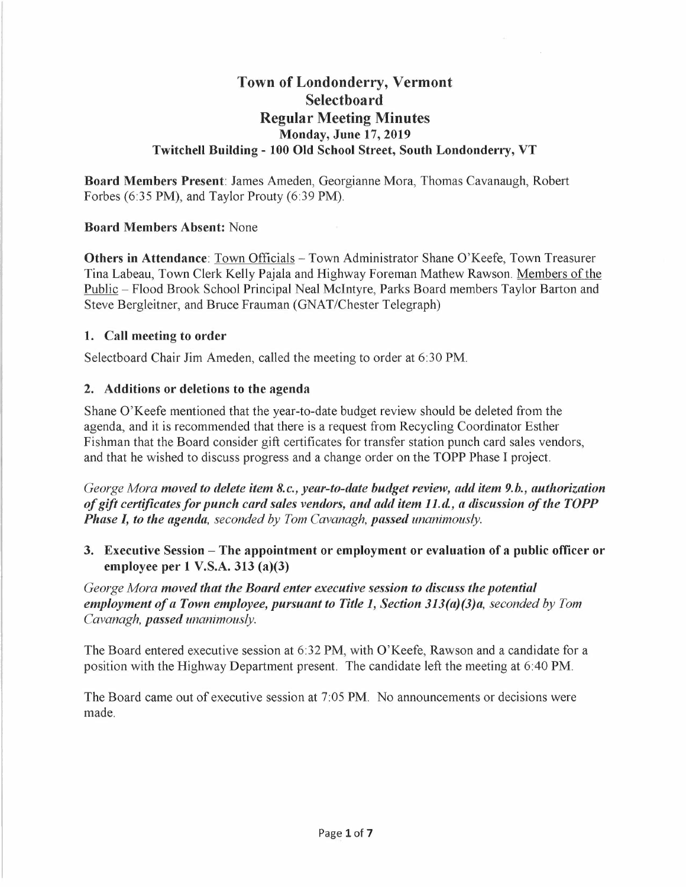# Town of Londonderry, Vermont
## Selectboard
## Regular Meeting Minutes
### Monday, June 17, 2019
### Twitchell Building - 100 Old School Street, South Londonderry, VT

**Board Members Present**: James Ameden, Georgianne Mora, Thomas Cavanaugh, Robert Forbes (6:35 PM), and Taylor Prouty (6:39 PM).

**Board Members Absent:** None

**Others in Attendance**: Town Officials – Town Administrator Shane O'Keefe, Town Treasurer Tina Labeau, Town Clerk Kelly Pajala and Highway Foreman Mathew Rawson. Members of the Public – Flood Brook School Principal Neal McIntyre, Parks Board members Taylor Barton and Steve Bergleitner, and Bruce Frauman (GNAT/Chester Telegraph)

### 1. Call meeting to order

Selectboard Chair Jim Ameden, called the meeting to order at 6:30 PM.

### 2. Additions or deletions to the agenda

Shane O'Keefe mentioned that the year-to-date budget review should be deleted from the agenda, and it is recommended that there is a request from Recycling Coordinator Esther Fishman that the Board consider gift certificates for transfer station punch card sales vendors, and that he wished to discuss progress and a change order on the TOPP Phase I project.

*George Mora* ***moved to delete item 8.c., year-to-date budget review, add item 9.b., authorization of gift certificates for punch card sales vendors, and add item 11.d., a discussion of the TOPP Phase I, to the agenda,*** *seconded by Tom Cavanagh,* ***passed*** *unanimously.*

### 3. Executive Session – The appointment or employment or evaluation of a public officer or employee per 1 V.S.A. 313 (a)(3)

*George Mora* ***moved that the Board enter executive session to discuss the potential employment of a Town employee, pursuant to Title 1, Section 313(a)(3)a,*** *seconded by Tom Cavanagh,* ***passed*** *unanimously.*

The Board entered executive session at 6:32 PM, with O'Keefe, Rawson and a candidate for a position with the Highway Department present. The candidate left the meeting at 6:40 PM.

The Board came out of executive session at 7:05 PM. No announcements or decisions were made.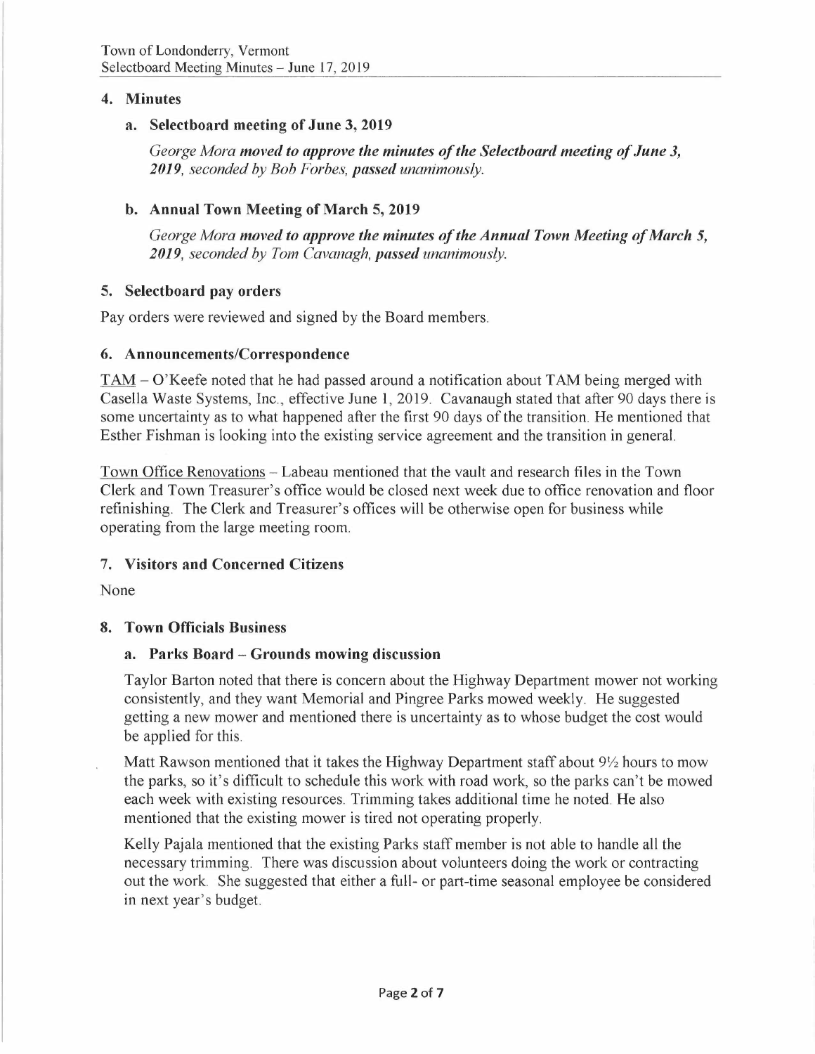## 4. Minutes

### a. Selectboard meeting of June 3, 2019

*George Mora **moved to approve the minutes of the Selectboard meeting of June 3, 2019**, seconded by Bob Forbes, **passed** unanimously.*

### b. Annual Town Meeting of March 5, 2019

*George Mora **moved to approve the minutes of the Annual Town Meeting of March 5, 2019**, seconded by Tom Cavanagh, **passed** unanimously.*

## 5. Selectboard pay orders

Pay orders were reviewed and signed by the Board members.

## 6. Announcements/Correspondence

TAM – O'Keefe noted that he had passed around a notification about TAM being merged with Casella Waste Systems, Inc., effective June 1, 2019. Cavanaugh stated that after 90 days there is some uncertainty as to what happened after the first 90 days of the transition. He mentioned that Esther Fishman is looking into the existing service agreement and the transition in general.

Town Office Renovations – Labeau mentioned that the vault and research files in the Town Clerk and Town Treasurer's office would be closed next week due to office renovation and floor refinishing. The Clerk and Treasurer's offices will be otherwise open for business while operating from the large meeting room.

## 7. Visitors and Concerned Citizens

None

## 8. Town Officials Business

### a. Parks Board – Grounds mowing discussion

Taylor Barton noted that there is concern about the Highway Department mower not working consistently, and they want Memorial and Pingree Parks mowed weekly. He suggested getting a new mower and mentioned there is uncertainty as to whose budget the cost would be applied for this.

Matt Rawson mentioned that it takes the Highway Department staff about 9½ hours to mow the parks, so it's difficult to schedule this work with road work, so the parks can't be mowed each week with existing resources. Trimming takes additional time he noted. He also mentioned that the existing mower is tired not operating properly.

Kelly Pajala mentioned that the existing Parks staff member is not able to handle all the necessary trimming. There was discussion about volunteers doing the work or contracting out the work. She suggested that either a full- or part-time seasonal employee be considered in next year's budget.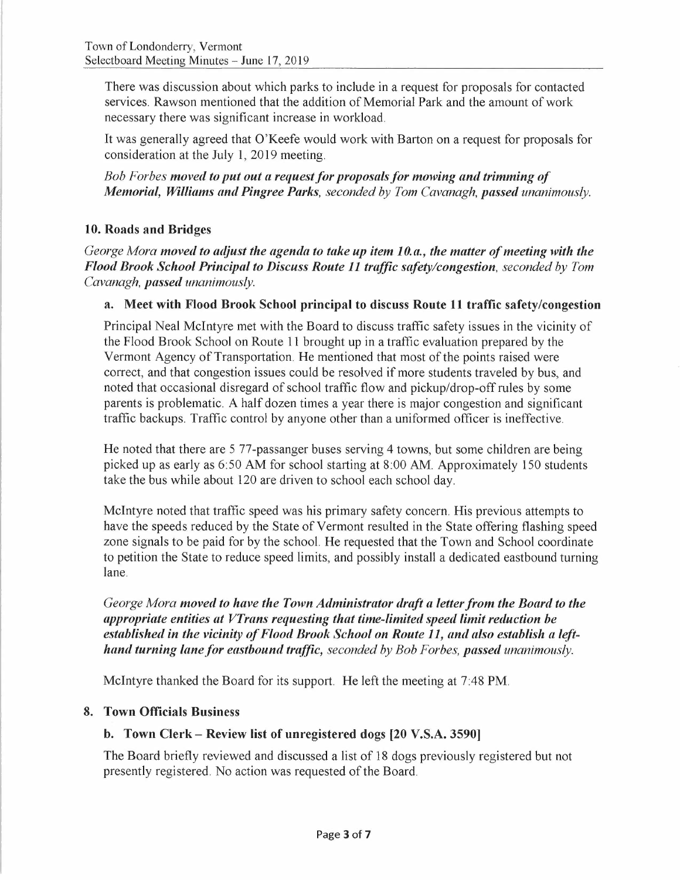There was discussion about which parks to include in a request for proposals for contacted services. Rawson mentioned that the addition of Memorial Park and the amount of work necessary there was significant increase in workload.

It was generally agreed that O'Keefe would work with Barton on a request for proposals for consideration at the July 1, 2019 meeting.

*Bob Forbes **moved to put out a request for proposals for mowing and trimming of Memorial, Williams and Pingree Parks**, seconded by Tom Cavanagh, **passed** unanimously.*

## 10. Roads and Bridges

*George Mora **moved to adjust the agenda to take up item 10.a., the matter of meeting with the Flood Brook School Principal to Discuss Route 11 traffic safety/congestion**, seconded by Tom Cavanagh, **passed** unanimously.*

### a. Meet with Flood Brook School principal to discuss Route 11 traffic safety/congestion

Principal Neal McIntyre met with the Board to discuss traffic safety issues in the vicinity of the Flood Brook School on Route 11 brought up in a traffic evaluation prepared by the Vermont Agency of Transportation. He mentioned that most of the points raised were correct, and that congestion issues could be resolved if more students traveled by bus, and noted that occasional disregard of school traffic flow and pickup/drop-off rules by some parents is problematic. A half dozen times a year there is major congestion and significant traffic backups. Traffic control by anyone other than a uniformed officer is ineffective.

He noted that there are 5 77-passanger buses serving 4 towns, but some children are being picked up as early as 6:50 AM for school starting at 8:00 AM. Approximately 150 students take the bus while about 120 are driven to school each school day.

McIntyre noted that traffic speed was his primary safety concern. His previous attempts to have the speeds reduced by the State of Vermont resulted in the State offering flashing speed zone signals to be paid for by the school. He requested that the Town and School coordinate to petition the State to reduce speed limits, and possibly install a dedicated eastbound turning lane.

*George Mora **moved to have the Town Administrator draft a letter from the Board to the appropriate entities at VTrans requesting that time-limited speed limit reduction be established in the vicinity of Flood Brook School on Route 11, and also establish a left-hand turning lane for eastbound traffic**, seconded by Bob Forbes, **passed** unanimously.*

McIntyre thanked the Board for its support. He left the meeting at 7:48 PM.

## 8. Town Officials Business

### b. Town Clerk – Review list of unregistered dogs [20 V.S.A. 3590]

The Board briefly reviewed and discussed a list of 18 dogs previously registered but not presently registered. No action was requested of the Board.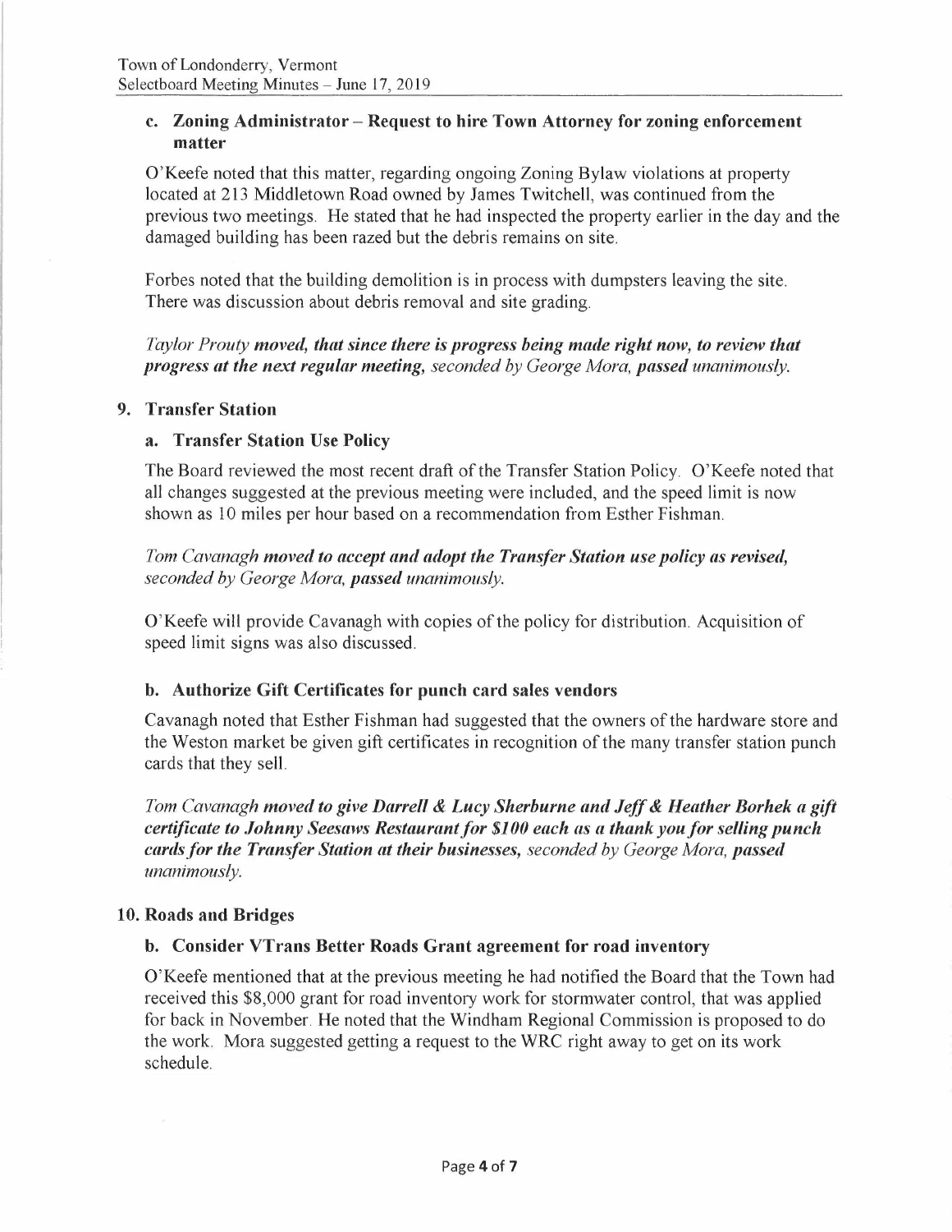### c. Zoning Administrator – Request to hire Town Attorney for zoning enforcement matter

O'Keefe noted that this matter, regarding ongoing Zoning Bylaw violations at property located at 213 Middletown Road owned by James Twitchell, was continued from the previous two meetings. He stated that he had inspected the property earlier in the day and the damaged building has been razed but the debris remains on site.

Forbes noted that the building demolition is in process with dumpsters leaving the site. There was discussion about debris removal and site grading.

*Taylor Prouty* ***moved, that since there is progress being made right now, to review that progress at the next regular meeting,*** *seconded by George Mora,* ***passed*** *unanimously.*

## 9. Transfer Station

### a. Transfer Station Use Policy

The Board reviewed the most recent draft of the Transfer Station Policy. O'Keefe noted that all changes suggested at the previous meeting were included, and the speed limit is now shown as 10 miles per hour based on a recommendation from Esther Fishman.

*Tom Cavanagh* ***moved to accept and adopt the Transfer Station use policy as revised,*** *seconded by George Mora,* ***passed*** *unanimously.*

O'Keefe will provide Cavanagh with copies of the policy for distribution. Acquisition of speed limit signs was also discussed.

### b. Authorize Gift Certificates for punch card sales vendors

Cavanagh noted that Esther Fishman had suggested that the owners of the hardware store and the Weston market be given gift certificates in recognition of the many transfer station punch cards that they sell.

*Tom Cavanagh* ***moved to give Darrell & Lucy Sherburne and Jeff & Heather Borhek a gift certificate to Johnny Seesaws Restaurant for $100 each as a thank you for selling punch cards for the Transfer Station at their businesses,*** *seconded by George Mora,* ***passed*** *unanimously.*

## 10. Roads and Bridges

### b. Consider VTrans Better Roads Grant agreement for road inventory

O'Keefe mentioned that at the previous meeting he had notified the Board that the Town had received this $8,000 grant for road inventory work for stormwater control, that was applied for back in November. He noted that the Windham Regional Commission is proposed to do the work. Mora suggested getting a request to the WRC right away to get on its work schedule.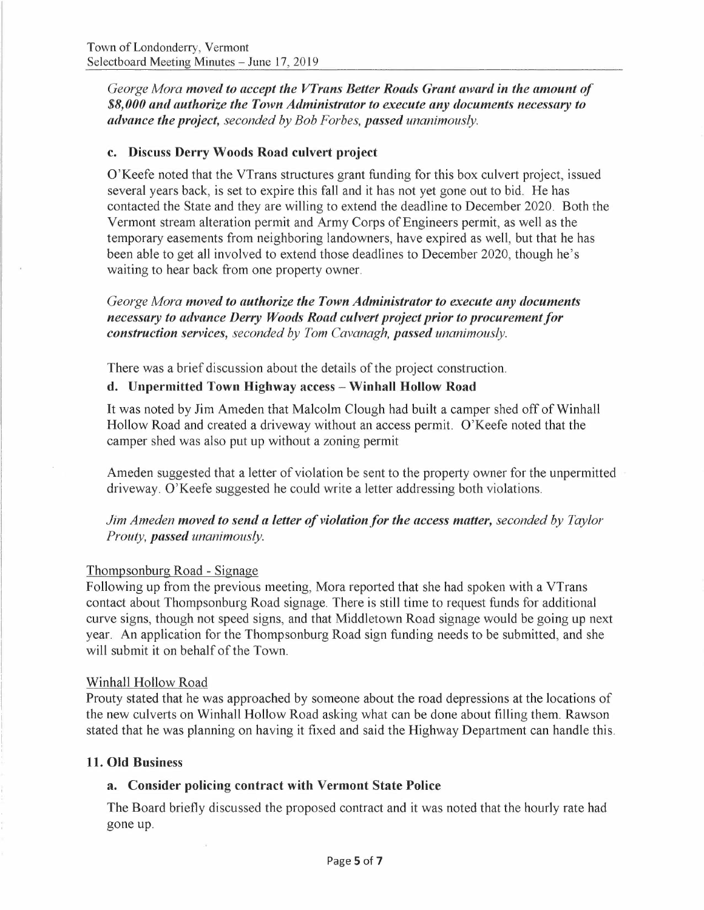*George Mora* ***moved to accept the VTrans Better Roads Grant award in the amount of $8,000 and authorize the Town Administrator to execute any documents necessary to advance the project,*** *seconded by Bob Forbes,* ***passed*** *unanimously.*

### c. Discuss Derry Woods Road culvert project

O'Keefe noted that the VTrans structures grant funding for this box culvert project, issued several years back, is set to expire this fall and it has not yet gone out to bid. He has contacted the State and they are willing to extend the deadline to December 2020. Both the Vermont stream alteration permit and Army Corps of Engineers permit, as well as the temporary easements from neighboring landowners, have expired as well, but that he has been able to get all involved to extend those deadlines to December 2020, though he's waiting to hear back from one property owner.

*George Mora* ***moved to authorize the Town Administrator to execute any documents necessary to advance Derry Woods Road culvert project prior to procurement for construction services,*** *seconded by Tom Cavanagh,* ***passed*** *unanimously.*

There was a brief discussion about the details of the project construction.

### d. Unpermitted Town Highway access – Winhall Hollow Road

It was noted by Jim Ameden that Malcolm Clough had built a camper shed off of Winhall Hollow Road and created a driveway without an access permit. O'Keefe noted that the camper shed was also put up without a zoning permit

Ameden suggested that a letter of violation be sent to the property owner for the unpermitted driveway. O'Keefe suggested he could write a letter addressing both violations.

*Jim Ameden* ***moved to send a letter of violation for the access matter,*** *seconded by Taylor Prouty,* ***passed*** *unanimously.*

Thompsonburg Road - Signage

Following up from the previous meeting, Mora reported that she had spoken with a VTrans contact about Thompsonburg Road signage. There is still time to request funds for additional curve signs, though not speed signs, and that Middletown Road signage would be going up next year. An application for the Thompsonburg Road sign funding needs to be submitted, and she will submit it on behalf of the Town.

Winhall Hollow Road

Prouty stated that he was approached by someone about the road depressions at the locations of the new culverts on Winhall Hollow Road asking what can be done about filling them. Rawson stated that he was planning on having it fixed and said the Highway Department can handle this.

## 11. Old Business

### a. Consider policing contract with Vermont State Police

The Board briefly discussed the proposed contract and it was noted that the hourly rate had gone up.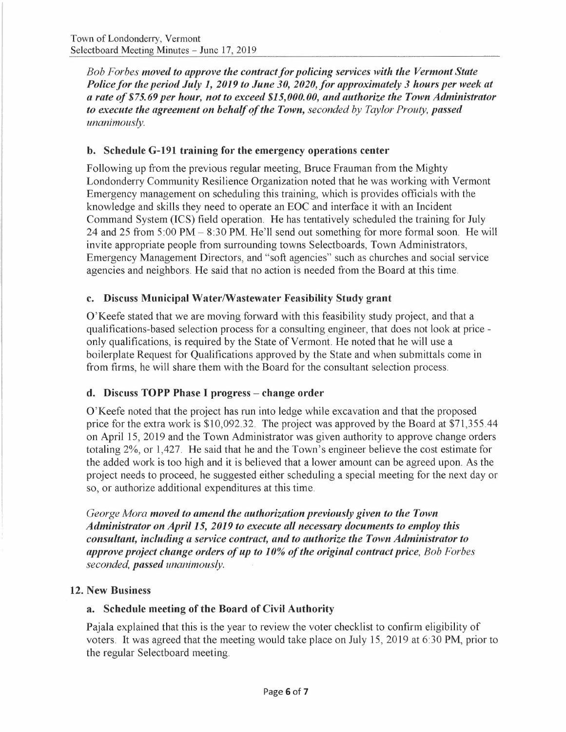*Bob Forbes* ***moved to approve the contract for policing services with the Vermont State Police for the period July 1, 2019 to June 30, 2020, for approximately 3 hours per week at a rate of $75.69 per hour, not to exceed $15,000.00, and authorize the Town Administrator to execute the agreement on behalf of the Town,*** *seconded by Taylor Prouty,* ***passed*** *unanimously.*

### b. Schedule G-191 training for the emergency operations center

Following up from the previous regular meeting, Bruce Frauman from the Mighty Londonderry Community Resilience Organization noted that he was working with Vermont Emergency management on scheduling this training, which is provides officials with the knowledge and skills they need to operate an EOC and interface it with an Incident Command System (ICS) field operation. He has tentatively scheduled the training for July 24 and 25 from 5:00 PM – 8:30 PM. He'll send out something for more formal soon. He will invite appropriate people from surrounding towns Selectboards, Town Administrators, Emergency Management Directors, and "soft agencies" such as churches and social service agencies and neighbors. He said that no action is needed from the Board at this time.

### c. Discuss Municipal Water/Wastewater Feasibility Study grant

O'Keefe stated that we are moving forward with this feasibility study project, and that a qualifications-based selection process for a consulting engineer, that does not look at price - only qualifications, is required by the State of Vermont. He noted that he will use a boilerplate Request for Qualifications approved by the State and when submittals come in from firms, he will share them with the Board for the consultant selection process.

### d. Discuss TOPP Phase I progress – change order

O'Keefe noted that the project has run into ledge while excavation and that the proposed price for the extra work is $10,092.32. The project was approved by the Board at $71,355.44 on April 15, 2019 and the Town Administrator was given authority to approve change orders totaling 2%, or 1,427. He said that he and the Town's engineer believe the cost estimate for the added work is too high and it is believed that a lower amount can be agreed upon. As the project needs to proceed, he suggested either scheduling a special meeting for the next day or so, or authorize additional expenditures at this time.

*George Mora* ***moved to amend the authorization previously given to the Town Administrator on April 15, 2019 to execute all necessary documents to employ this consultant, including a service contract, and to authorize the Town Administrator to approve project change orders of up to 10% of the original contract price,*** *Bob Forbes seconded,* ***passed*** *unanimously.*

## 12. New Business

### a. Schedule meeting of the Board of Civil Authority

Pajala explained that this is the year to review the voter checklist to confirm eligibility of voters. It was agreed that the meeting would take place on July 15, 2019 at 6:30 PM, prior to the regular Selectboard meeting.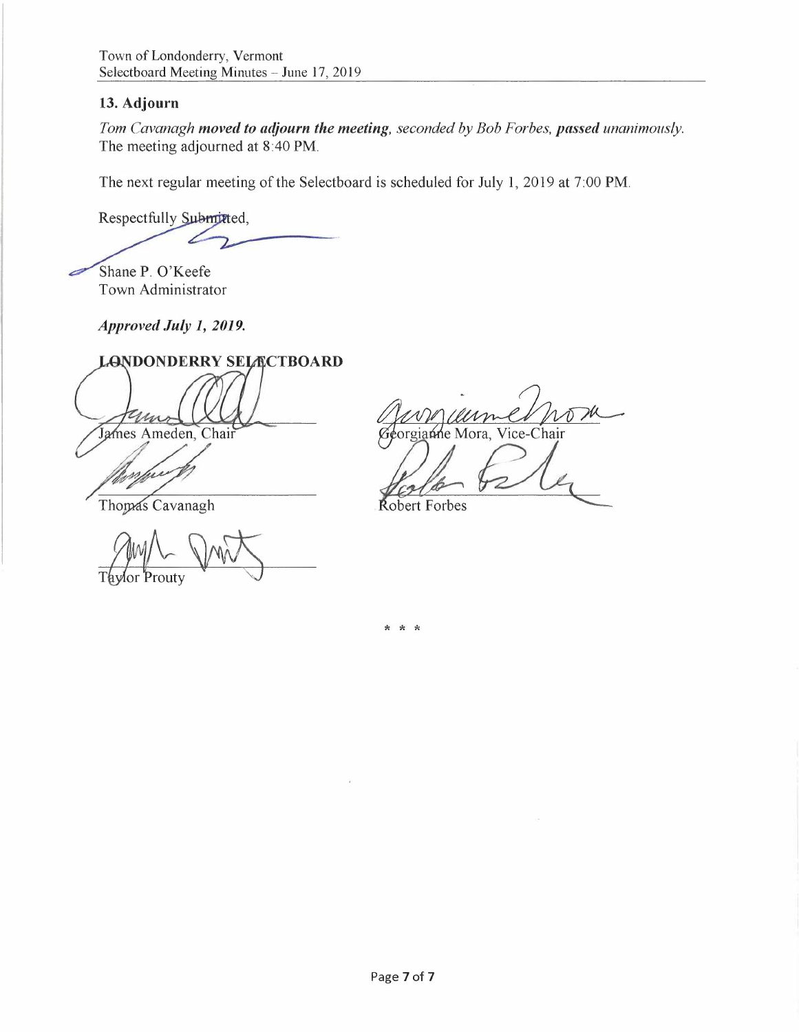### 13. Adjourn

*Tom Cavanagh* ***moved to adjourn the meeting****, seconded by Bob Forbes,* ***passed*** *unanimously.*
The meeting adjourned at 8:40 PM.

The next regular meeting of the Selectboard is scheduled for July 1, 2019 at 7:00 PM.

Respectfully Submitted,

Shane P. O'Keefe
Town Administrator

***Approved July 1, 2019.***

**LONDONDERRY SELECTBOARD**

James Ameden, Chair

Georgianne Mora, Vice-Chair

Thomas Cavanagh

Robert Forbes

Taylor Prouty

\* \* \*